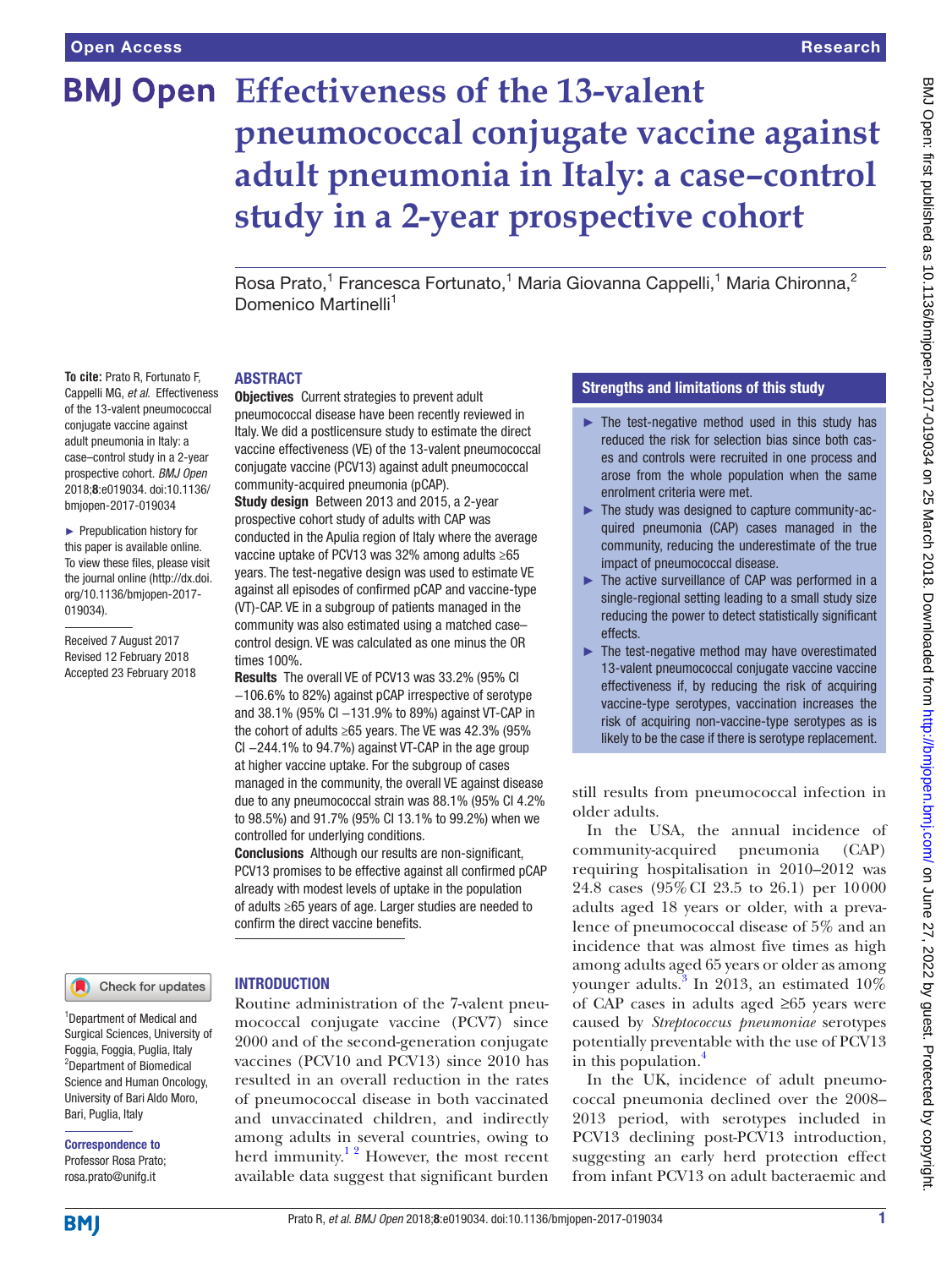# Effectiveness of the 13-valent pneumococcal conjugate vaccine against adult pneumonia in Italy: a case–control study in a 2-year prospective cohort

Rosa Prato,[1] Francesca Fortunato,[1] Maria Giovanna Cappelli,[1] Maria Chironna,[2] Domenico Martinelli[1]

**To cite:** Prato R, Fortunato F, Cappelli MG, *et al*. Effectiveness of the 13-valent pneumococcal conjugate vaccine against adult pneumonia in Italy: a case–control study in a 2-year prospective cohort. *BMJ Open* 2018;**8**:e019034. doi:10.1136/bmjopen-2017-019034

► Prepublication history for this paper is available online. To view these files, please visit the journal online (http://dx.doi.org/10.1136/bmjopen-2017-019034).

Received 7 August 2017
Revised 12 February 2018
Accepted 23 February 2018

[1]Department of Medical and Surgical Sciences, University of Foggia, Foggia, Puglia, Italy
[2]Department of Biomedical Science and Human Oncology, University of Bari Aldo Moro, Bari, Puglia, Italy

**Correspondence to**
Professor Rosa Prato;
rosa.prato@unifg.it

## ABSTRACT

**Objectives** Current strategies to prevent adult pneumococcal disease have been recently reviewed in Italy. We did a postlicensure study to estimate the direct vaccine effectiveness (VE) of the 13-valent pneumococcal conjugate vaccine (PCV13) against adult pneumococcal community-acquired pneumonia (pCAP).

**Study design** Between 2013 and 2015, a 2-year prospective cohort study of adults with CAP was conducted in the Apulia region of Italy where the average vaccine uptake of PCV13 was 32% among adults ≥65 years. The test-negative design was used to estimate VE against all episodes of confirmed pCAP and vaccine-type (VT)-CAP. VE in a subgroup of patients managed in the community was also estimated using a matched case–control design. VE was calculated as one minus the OR times 100%.

**Results** The overall VE of PCV13 was 33.2% (95% CI −106.6% to 82%) against pCAP irrespective of serotype and 38.1% (95% CI −131.9% to 89%) against VT-CAP in the cohort of adults ≥65 years. The VE was 42.3% (95% CI −244.1% to 94.7%) against VT-CAP in the age group at higher vaccine uptake. For the subgroup of cases managed in the community, the overall VE against disease due to any pneumococcal strain was 88.1% (95% CI 4.2% to 98.5%) and 91.7% (95% CI 13.1% to 99.2%) when we controlled for underlying conditions.

**Conclusions** Although our results are non-significant, PCV13 promises to be effective against all confirmed pCAP already with modest levels of uptake in the population of adults ≥65 years of age. Larger studies are needed to confirm the direct vaccine benefits.

## Strengths and limitations of this study

- ► The test-negative method used in this study has reduced the risk for selection bias since both cases and controls were recruited in one process and arose from the whole population when the same enrolment criteria were met.
- ► The study was designed to capture community-acquired pneumonia (CAP) cases managed in the community, reducing the underestimate of the true impact of pneumococcal disease.
- ► The active surveillance of CAP was performed in a single-regional setting leading to a small study size reducing the power to detect statistically significant effects.
- ► The test-negative method may have overestimated 13-valent pneumococcal conjugate vaccine vaccine effectiveness if, by reducing the risk of acquiring vaccine-type serotypes, vaccination increases the risk of acquiring non-vaccine-type serotypes as is likely to be the case if there is serotype replacement.

## INTRODUCTION

Routine administration of the 7-valent pneumococcal conjugate vaccine (PCV7) since 2000 and of the second-generation conjugate vaccines (PCV10 and PCV13) since 2010 has resulted in an overall reduction in the rates of pneumococcal disease in both vaccinated and unvaccinated children, and indirectly among adults in several countries, owing to herd immunity.[1,2] However, the most recent available data suggest that significant burden still results from pneumococcal infection in older adults.

In the USA, the annual incidence of community-acquired pneumonia (CAP) requiring hospitalisation in 2010–2012 was 24.8 cases (95% CI 23.5 to 26.1) per 10 000 adults aged 18 years or older, with a prevalence of pneumococcal disease of 5% and an incidence that was almost five times as high among adults aged 65 years or older as among younger adults.[3] In 2013, an estimated 10% of CAP cases in adults aged ≥65 years were caused by *Streptococcus pneumoniae* serotypes potentially preventable with the use of PCV13 in this population.[4]

In the UK, incidence of adult pneumococcal pneumonia declined over the 2008–2013 period, with serotypes included in PCV13 declining post-PCV13 introduction, suggesting an early herd protection effect from infant PCV13 on adult bacteraemic and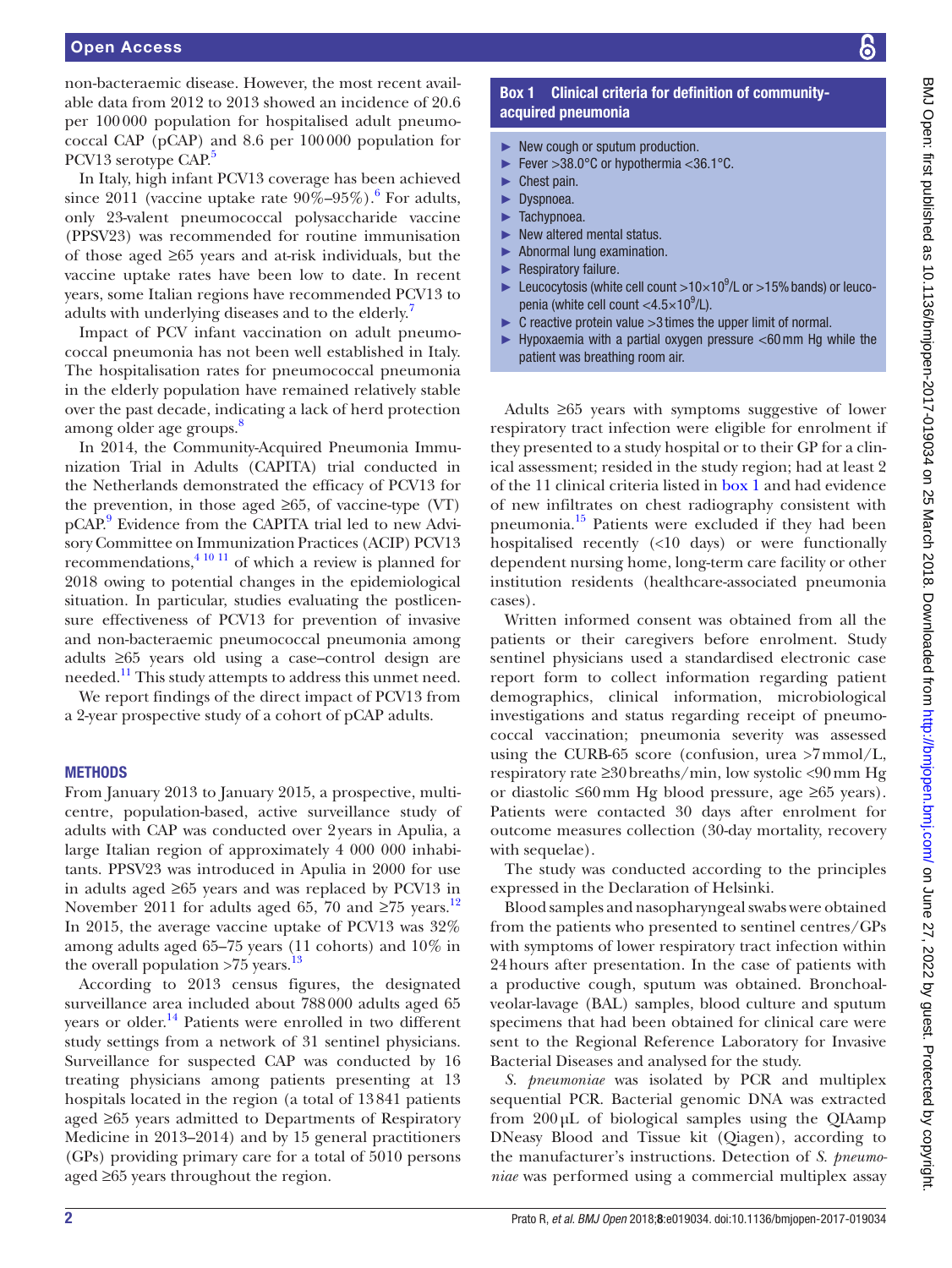non-bacteraemic disease. However, the most recent available data from 2012 to 2013 showed an incidence of 20.6 per 100 000 population for hospitalised adult pneumococcal CAP (pCAP) and 8.6 per 100 000 population for PCV13 serotype CAP.[5]

In Italy, high infant PCV13 coverage has been achieved since 2011 (vaccine uptake rate 90%–95%).[6] For adults, only 23-valent pneumococcal polysaccharide vaccine (PPSV23) was recommended for routine immunisation of those aged ≥65 years and at-risk individuals, but the vaccine uptake rates have been low to date. In recent years, some Italian regions have recommended PCV13 to adults with underlying diseases and to the elderly.[7]

Impact of PCV infant vaccination on adult pneumococcal pneumonia has not been well established in Italy. The hospitalisation rates for pneumococcal pneumonia in the elderly population have remained relatively stable over the past decade, indicating a lack of herd protection among older age groups.[8]

In 2014, the Community-Acquired Pneumonia Immunization Trial in Adults (CAPITA) trial conducted in the Netherlands demonstrated the efficacy of PCV13 for the prevention, in those aged ≥65, of vaccine-type (VT) pCAP.[9] Evidence from the CAPITA trial led to new Advisory Committee on Immunization Practices (ACIP) PCV13 recommendations,[4 10 11] of which a review is planned for 2018 owing to potential changes in the epidemiological situation. In particular, studies evaluating the postlicensure effectiveness of PCV13 for prevention of invasive and non-bacteraemic pneumococcal pneumonia among adults ≥65 years old using a case–control design are needed.[11] This study attempts to address this unmet need.

We report findings of the direct impact of PCV13 from a 2-year prospective study of a cohort of pCAP adults.

## METHODS

From January 2013 to January 2015, a prospective, multicentre, population-based, active surveillance study of adults with CAP was conducted over 2 years in Apulia, a large Italian region of approximately 4 000 000 inhabitants. PPSV23 was introduced in Apulia in 2000 for use in adults aged ≥65 years and was replaced by PCV13 in November 2011 for adults aged 65, 70 and ≥75 years.[12] In 2015, the average vaccine uptake of PCV13 was 32% among adults aged 65–75 years (11 cohorts) and 10% in the overall population >75 years.[13]

According to 2013 census figures, the designated surveillance area included about 788 000 adults aged 65 years or older.[14] Patients were enrolled in two different study settings from a network of 31 sentinel physicians. Surveillance for suspected CAP was conducted by 16 treating physicians among patients presenting at 13 hospitals located in the region (a total of 13 841 patients aged ≥65 years admitted to Departments of Respiratory Medicine in 2013–2014) and by 15 general practitioners (GPs) providing primary care for a total of 5010 persons aged ≥65 years throughout the region.

**Box 1 Clinical criteria for definition of community-acquired pneumonia**

- New cough or sputum production.
- Fever >38.0°C or hypothermia <36.1°C.
- Chest pain.
- Dyspnoea.
- Tachypnoea.
- New altered mental status.
- Abnormal lung examination.
- Respiratory failure.
- Leucocytosis (white cell count $>10\times10^9$/L or >15% bands) or leucopenia (white cell count $<4.5\times10^9$/L).
- C reactive protein value >3 times the upper limit of normal.
- Hypoxaemia with a partial oxygen pressure <60 mm Hg while the patient was breathing room air.

Adults ≥65 years with symptoms suggestive of lower respiratory tract infection were eligible for enrolment if they presented to a study hospital or to their GP for a clinical assessment; resided in the study region; had at least 2 of the 11 clinical criteria listed in box 1 and had evidence of new infiltrates on chest radiography consistent with pneumonia.[15] Patients were excluded if they had been hospitalised recently (<10 days) or were functionally dependent nursing home, long-term care facility or other institution residents (healthcare-associated pneumonia cases).

Written informed consent was obtained from all the patients or their caregivers before enrolment. Study sentinel physicians used a standardised electronic case report form to collect information regarding patient demographics, clinical information, microbiological investigations and status regarding receipt of pneumococcal vaccination; pneumonia severity was assessed using the CURB-65 score (confusion, urea >7 mmol/L, respiratory rate ≥30 breaths/min, low systolic <90 mm Hg or diastolic ≤60 mm Hg blood pressure, age ≥65 years). Patients were contacted 30 days after enrolment for outcome measures collection (30-day mortality, recovery with sequelae).

The study was conducted according to the principles expressed in the Declaration of Helsinki.

Blood samples and nasopharyngeal swabs were obtained from the patients who presented to sentinel centres/GPs with symptoms of lower respiratory tract infection within 24 hours after presentation. In the case of patients with a productive cough, sputum was obtained. Bronchoalveolar-lavage (BAL) samples, blood culture and sputum specimens that had been obtained for clinical care were sent to the Regional Reference Laboratory for Invasive Bacterial Diseases and analysed for the study.

*S. pneumoniae* was isolated by PCR and multiplex sequential PCR. Bacterial genomic DNA was extracted from 200 µL of biological samples using the QIAamp DNeasy Blood and Tissue kit (Qiagen), according to the manufacturer's instructions. Detection of *S. pneumoniae* was performed using a commercial multiplex assay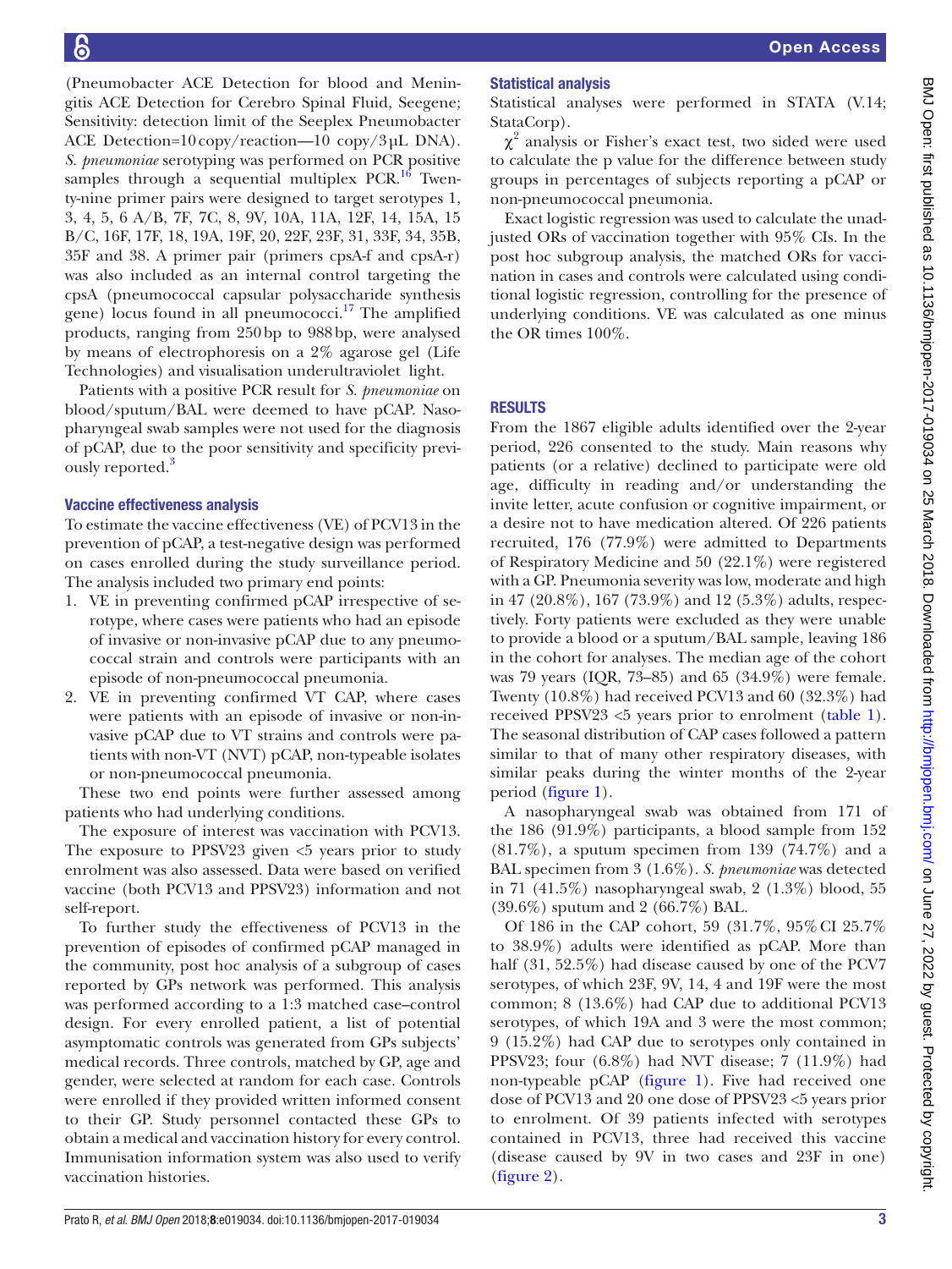(Pneumobacter ACE Detection for blood and Meningitis ACE Detection for Cerebro Spinal Fluid, Seegene; Sensitivity: detection limit of the Seeplex Pneumobacter ACE Detection=10 copy/reaction—10 copy/3 µL DNA). *S. pneumoniae* serotyping was performed on PCR positive samples through a sequential multiplex PCR.[16] Twenty-nine primer pairs were designed to target serotypes 1, 3, 4, 5, 6 A/B, 7F, 7C, 8, 9V, 10A, 11A, 12F, 14, 15A, 15 B/C, 16F, 17F, 18, 19A, 19F, 20, 22F, 23F, 31, 33F, 34, 35B, 35F and 38. A primer pair (primers cpsA-f and cpsA-r) was also included as an internal control targeting the cpsA (pneumococcal capsular polysaccharide synthesis gene) locus found in all pneumococci.[17] The amplified products, ranging from 250 bp to 988 bp, were analysed by means of electrophoresis on a 2% agarose gel (Life Technologies) and visualisation underultraviolet light.

Patients with a positive PCR result for *S. pneumoniae* on blood/sputum/BAL were deemed to have pCAP. Nasopharyngeal swab samples were not used for the diagnosis of pCAP, due to the poor sensitivity and specificity previously reported.[3]

### Vaccine effectiveness analysis

To estimate the vaccine effectiveness (VE) of PCV13 in the prevention of pCAP, a test-negative design was performed on cases enrolled during the study surveillance period. The analysis included two primary end points:

1. VE in preventing confirmed pCAP irrespective of serotype, where cases were patients who had an episode of invasive or non-invasive pCAP due to any pneumococcal strain and controls were participants with an episode of non-pneumococcal pneumonia.
2. VE in preventing confirmed VT CAP, where cases were patients with an episode of invasive or non-invasive pCAP due to VT strains and controls were patients with non-VT (NVT) pCAP, non-typeable isolates or non-pneumococcal pneumonia.

These two end points were further assessed among patients who had underlying conditions.

The exposure of interest was vaccination with PCV13. The exposure to PPSV23 given <5 years prior to study enrolment was also assessed. Data were based on verified vaccine (both PCV13 and PPSV23) information and not self-report.

To further study the effectiveness of PCV13 in the prevention of episodes of confirmed pCAP managed in the community, post hoc analysis of a subgroup of cases reported by GPs network was performed. This analysis was performed according to a 1:3 matched case–control design. For every enrolled patient, a list of potential asymptomatic controls was generated from GPs subjects' medical records. Three controls, matched by GP, age and gender, were selected at random for each case. Controls were enrolled if they provided written informed consent to their GP. Study personnel contacted these GPs to obtain a medical and vaccination history for every control. Immunisation information system was also used to verify vaccination histories.

### Statistical analysis

Statistical analyses were performed in STATA (V.14; StataCorp).

$\chi^2$ analysis or Fisher's exact test, two sided were used to calculate the p value for the difference between study groups in percentages of subjects reporting a pCAP or non-pneumococcal pneumonia.

Exact logistic regression was used to calculate the unadjusted ORs of vaccination together with 95% CIs. In the post hoc subgroup analysis, the matched ORs for vaccination in cases and controls were calculated using conditional logistic regression, controlling for the presence of underlying conditions. VE was calculated as one minus the OR times 100%.

## RESULTS

From the 1867 eligible adults identified over the 2-year period, 226 consented to the study. Main reasons why patients (or a relative) declined to participate were old age, difficulty in reading and/or understanding the invite letter, acute confusion or cognitive impairment, or a desire not to have medication altered. Of 226 patients recruited, 176 (77.9%) were admitted to Departments of Respiratory Medicine and 50 (22.1%) were registered with a GP. Pneumonia severity was low, moderate and high in 47 (20.8%), 167 (73.9%) and 12 (5.3%) adults, respectively. Forty patients were excluded as they were unable to provide a blood or a sputum/BAL sample, leaving 186 in the cohort for analyses. The median age of the cohort was 79 years (IQR, 73–85) and 65 (34.9%) were female. Twenty (10.8%) had received PCV13 and 60 (32.3%) had received PPSV23 <5 years prior to enrolment (table 1). The seasonal distribution of CAP cases followed a pattern similar to that of many other respiratory diseases, with similar peaks during the winter months of the 2-year period (figure 1).

A nasopharyngeal swab was obtained from 171 of the 186 (91.9%) participants, a blood sample from 152 (81.7%), a sputum specimen from 139 (74.7%) and a BAL specimen from 3 (1.6%). *S. pneumoniae* was detected in 71 (41.5%) nasopharyngeal swab, 2 (1.3%) blood, 55 (39.6%) sputum and 2 (66.7%) BAL.

Of 186 in the CAP cohort, 59 (31.7%, 95% CI 25.7% to 38.9%) adults were identified as pCAP. More than half (31, 52.5%) had disease caused by one of the PCV7 serotypes, of which 23F, 9V, 14, 4 and 19F were the most common; 8 (13.6%) had CAP due to additional PCV13 serotypes, of which 19A and 3 were the most common; 9 (15.2%) had CAP due to serotypes only contained in PPSV23; four (6.8%) had NVT disease; 7 (11.9%) had non-typeable pCAP (figure 1). Five had received one dose of PCV13 and 20 one dose of PPSV23 <5 years prior to enrolment. Of 39 patients infected with serotypes contained in PCV13, three had received this vaccine (disease caused by 9V in two cases and 23F in one) (figure 2).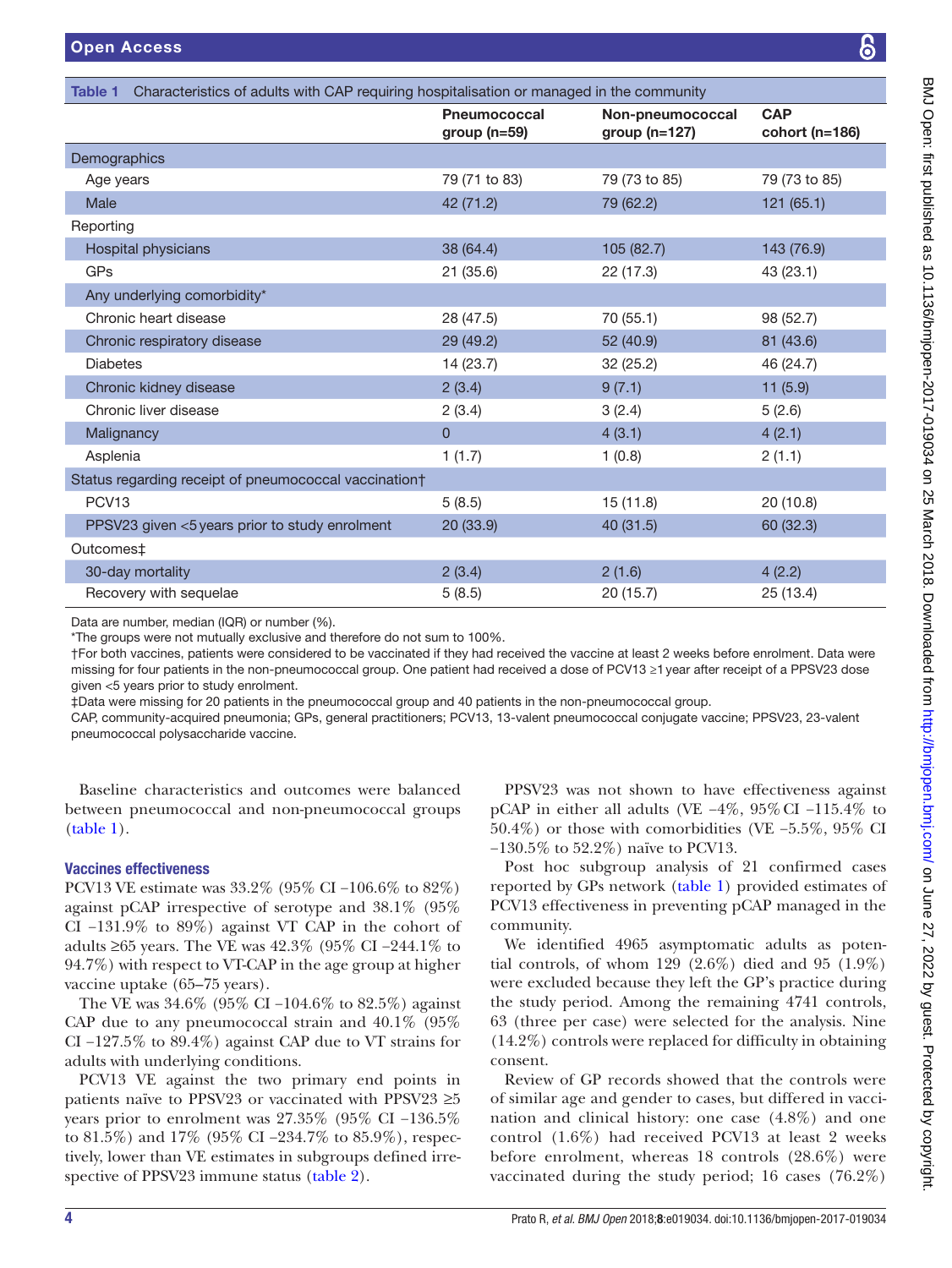**Table 1** Characteristics of adults with CAP requiring hospitalisation or managed in the community

| | Pneumococcal group (n=59) | Non-pneumococcal group (n=127) | CAP cohort (n=186) |
|---|---|---|---|
| Demographics | | | |
| Age years | 79 (71 to 83) | 79 (73 to 85) | 79 (73 to 85) |
| Male | 42 (71.2) | 79 (62.2) | 121 (65.1) |
| Reporting | | | |
| Hospital physicians | 38 (64.4) | 105 (82.7) | 143 (76.9) |
| GPs | 21 (35.6) | 22 (17.3) | 43 (23.1) |
| Any underlying comorbidity* | | | |
| Chronic heart disease | 28 (47.5) | 70 (55.1) | 98 (52.7) |
| Chronic respiratory disease | 29 (49.2) | 52 (40.9) | 81 (43.6) |
| Diabetes | 14 (23.7) | 32 (25.2) | 46 (24.7) |
| Chronic kidney disease | 2 (3.4) | 9 (7.1) | 11 (5.9) |
| Chronic liver disease | 2 (3.4) | 3 (2.4) | 5 (2.6) |
| Malignancy | 0 | 4 (3.1) | 4 (2.1) |
| Asplenia | 1 (1.7) | 1 (0.8) | 2 (1.1) |
| Status regarding receipt of pneumococcal vaccination† | | | |
| PCV13 | 5 (8.5) | 15 (11.8) | 20 (10.8) |
| PPSV23 given <5 years prior to study enrolment | 20 (33.9) | 40 (31.5) | 60 (32.3) |
| Outcomes‡ | | | |
| 30-day mortality | 2 (3.4) | 2 (1.6) | 4 (2.2) |
| Recovery with sequelae | 5 (8.5) | 20 (15.7) | 25 (13.4) |

Data are number, median (IQR) or number (%).

*The groups were not mutually exclusive and therefore do not sum to 100%.

†For both vaccines, patients were considered to be vaccinated if they had received the vaccine at least 2 weeks before enrolment. Data were missing for four patients in the non-pneumococcal group. One patient had received a dose of PCV13 ≥1 year after receipt of a PPSV23 dose given <5 years prior to study enrolment.

‡Data were missing for 20 patients in the pneumococcal group and 40 patients in the non-pneumococcal group.

CAP, community-acquired pneumonia; GPs, general practitioners; PCV13, 13-valent pneumococcal conjugate vaccine; PPSV23, 23-valent pneumococcal polysaccharide vaccine.

Baseline characteristics and outcomes were balanced between pneumococcal and non-pneumococcal groups (table 1).

### Vaccines effectiveness

PCV13 VE estimate was 33.2% (95% CI −106.6% to 82%) against pCAP irrespective of serotype and 38.1% (95% CI −131.9% to 89%) against VT CAP in the cohort of adults ≥65 years. The VE was 42.3% (95% CI −244.1% to 94.7%) with respect to VT-CAP in the age group at higher vaccine uptake (65–75 years).

The VE was 34.6% (95% CI −104.6% to 82.5%) against CAP due to any pneumococcal strain and 40.1% (95% CI −127.5% to 89.4%) against CAP due to VT strains for adults with underlying conditions.

PCV13 VE against the two primary end points in patients naïve to PPSV23 or vaccinated with PPSV23 ≥5 years prior to enrolment was 27.35% (95% CI −136.5% to 81.5%) and 17% (95% CI −234.7% to 85.9%), respectively, lower than VE estimates in subgroups defined irrespective of PPSV23 immune status (table 2).

PPSV23 was not shown to have effectiveness against pCAP in either all adults (VE −4%, 95% CI −115.4% to 50.4%) or those with comorbidities (VE −5.5%, 95% CI −130.5% to 52.2%) naïve to PCV13.

Post hoc subgroup analysis of 21 confirmed cases reported by GPs network (table 1) provided estimates of PCV13 effectiveness in preventing pCAP managed in the community.

We identified 4965 asymptomatic adults as potential controls, of whom 129 (2.6%) died and 95 (1.9%) were excluded because they left the GP's practice during the study period. Among the remaining 4741 controls, 63 (three per case) were selected for the analysis. Nine (14.2%) controls were replaced for difficulty in obtaining consent.

Review of GP records showed that the controls were of similar age and gender to cases, but differed in vaccination and clinical history: one case (4.8%) and one control (1.6%) had received PCV13 at least 2 weeks before enrolment, whereas 18 controls (28.6%) were vaccinated during the study period; 16 cases (76.2%)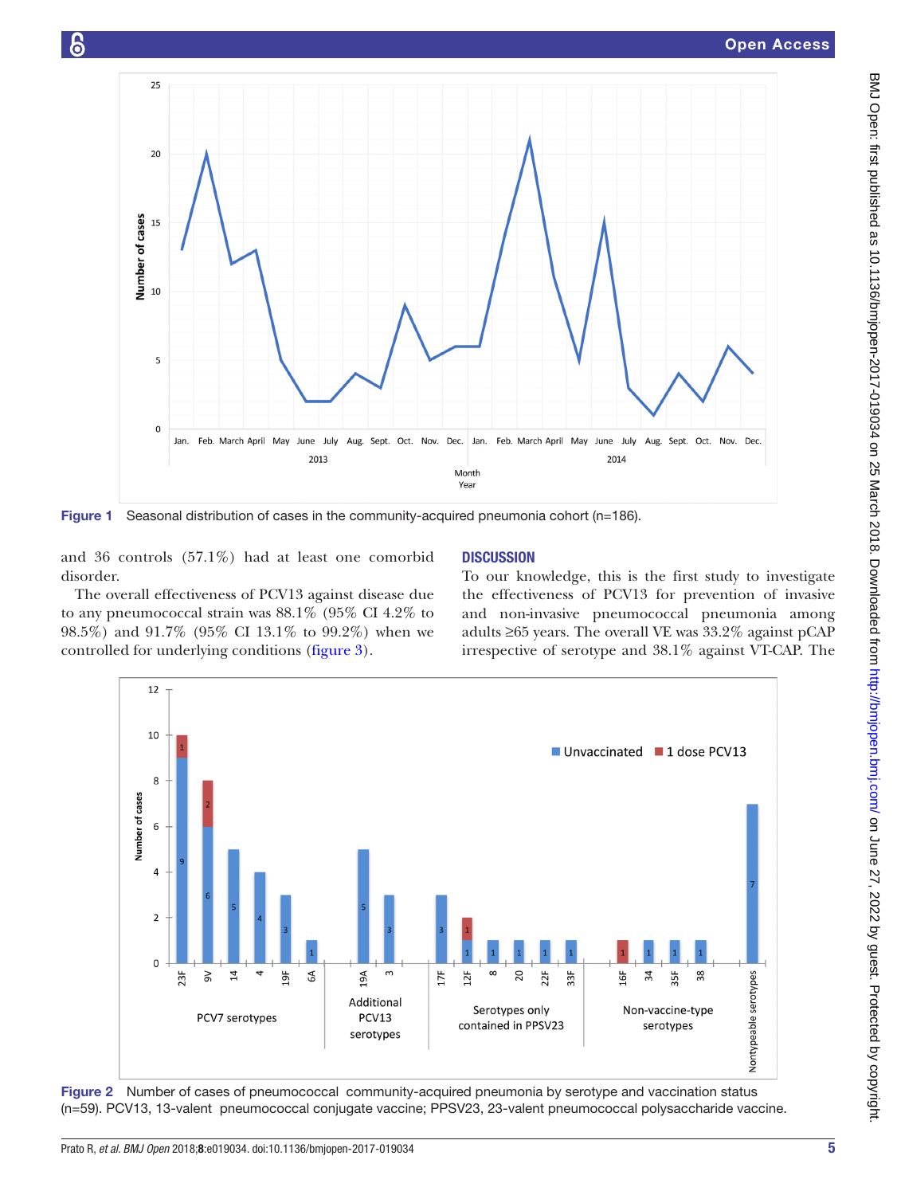Figure 1 Seasonal distribution of cases in the community-acquired pneumonia cohort (n=186).

and 36 controls (57.1%) had at least one comorbid disorder.

The overall effectiveness of PCV13 against disease due to any pneumococcal strain was 88.1% (95% CI 4.2% to 98.5%) and 91.7% (95% CI 13.1% to 99.2%) when we controlled for underlying conditions (figure 3).

## DISCUSSION

To our knowledge, this is the first study to investigate the effectiveness of PCV13 for prevention of invasive and non-invasive pneumococcal pneumonia among adults ≥65 years. The overall VE was 33.2% against pCAP irrespective of serotype and 38.1% against VT-CAP. The

Figure 2 Number of cases of pneumococcal community-acquired pneumonia by serotype and vaccination status (n=59). PCV13, 13-valent pneumococcal conjugate vaccine; PPSV23, 23-valent pneumococcal polysaccharide vaccine.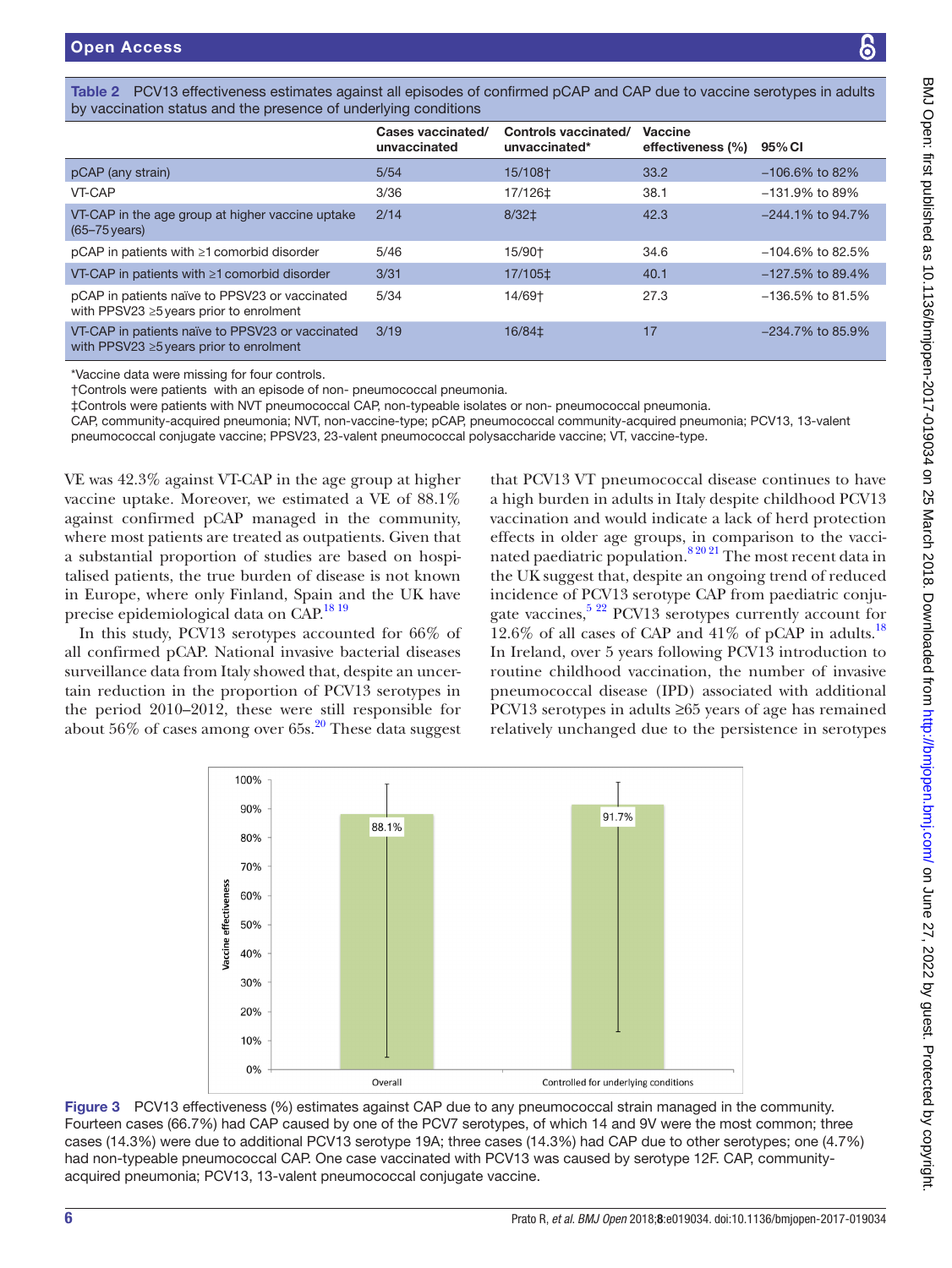**Table 2** PCV13 effectiveness estimates against all episodes of confirmed pCAP and CAP due to vaccine serotypes in adults by vaccination status and the presence of underlying conditions

| | Cases vaccinated/ unvaccinated | Controls vaccinated/ unvaccinated* | Vaccine effectiveness (%) | 95% CI |
|---|---|---|---|---|
| pCAP (any strain) | 5/54 | 15/108† | 33.2 | −106.6% to 82% |
| VT-CAP | 3/36 | 17/126‡ | 38.1 | −131.9% to 89% |
| VT-CAP in the age group at higher vaccine uptake (65–75 years) | 2/14 | 8/32‡ | 42.3 | −244.1% to 94.7% |
| pCAP in patients with ≥1 comorbid disorder | 5/46 | 15/90† | 34.6 | −104.6% to 82.5% |
| VT-CAP in patients with ≥1 comorbid disorder | 3/31 | 17/105‡ | 40.1 | −127.5% to 89.4% |
| pCAP in patients naïve to PPSV23 or vaccinated with PPSV23 ≥5 years prior to enrolment | 5/34 | 14/69† | 27.3 | −136.5% to 81.5% |
| VT-CAP in patients naïve to PPSV23 or vaccinated with PPSV23 ≥5 years prior to enrolment | 3/19 | 16/84‡ | 17 | −234.7% to 85.9% |

*Vaccine data were missing for four controls.
†Controls were patients with an episode of non- pneumococcal pneumonia.
‡Controls were patients with NVT pneumococcal CAP, non-typeable isolates or non- pneumococcal pneumonia.
CAP, community-acquired pneumonia; NVT, non-vaccine-type; pCAP, pneumococcal community-acquired pneumonia; PCV13, 13-valent pneumococcal conjugate vaccine; PPSV23, 23-valent pneumococcal polysaccharide vaccine; VT, vaccine-type.

VE was 42.3% against VT-CAP in the age group at higher vaccine uptake. Moreover, we estimated a VE of 88.1% against confirmed pCAP managed in the community, where most patients are treated as outpatients. Given that a substantial proportion of studies are based on hospitalised patients, the true burden of disease is not known in Europe, where only Finland, Spain and the UK have precise epidemiological data on CAP.[18 19]

In this study, PCV13 serotypes accounted for 66% of all confirmed pCAP. National invasive bacterial diseases surveillance data from Italy showed that, despite an uncertain reduction in the proportion of PCV13 serotypes in the period 2010–2012, these were still responsible for about 56% of cases among over 65s.[20] These data suggest that PCV13 VT pneumococcal disease continues to have a high burden in adults in Italy despite childhood PCV13 vaccination and would indicate a lack of herd protection effects in older age groups, in comparison to the vaccinated paediatric population.[8 20 21] The most recent data in the UK suggest that, despite an ongoing trend of reduced incidence of PCV13 serotype CAP from paediatric conjugate vaccines,[5 22] PCV13 serotypes currently account for 12.6% of all cases of CAP and 41% of pCAP in adults.[18] In Ireland, over 5 years following PCV13 introduction to routine childhood vaccination, the number of invasive pneumococcal disease (IPD) associated with additional PCV13 serotypes in adults ≥65 years of age has remained relatively unchanged due to the persistence in serotypes

**Figure 3** PCV13 effectiveness (%) estimates against CAP due to any pneumococcal strain managed in the community. Fourteen cases (66.7%) had CAP caused by one of the PCV7 serotypes, of which 14 and 9V were the most common; three cases (14.3%) were due to additional PCV13 serotype 19A; three cases (14.3%) had CAP due to other serotypes; one (4.7%) had non-typeable pneumococcal CAP. One case vaccinated with PCV13 was caused by serotype 12F. CAP, community-acquired pneumonia; PCV13, 13-valent pneumococcal conjugate vaccine.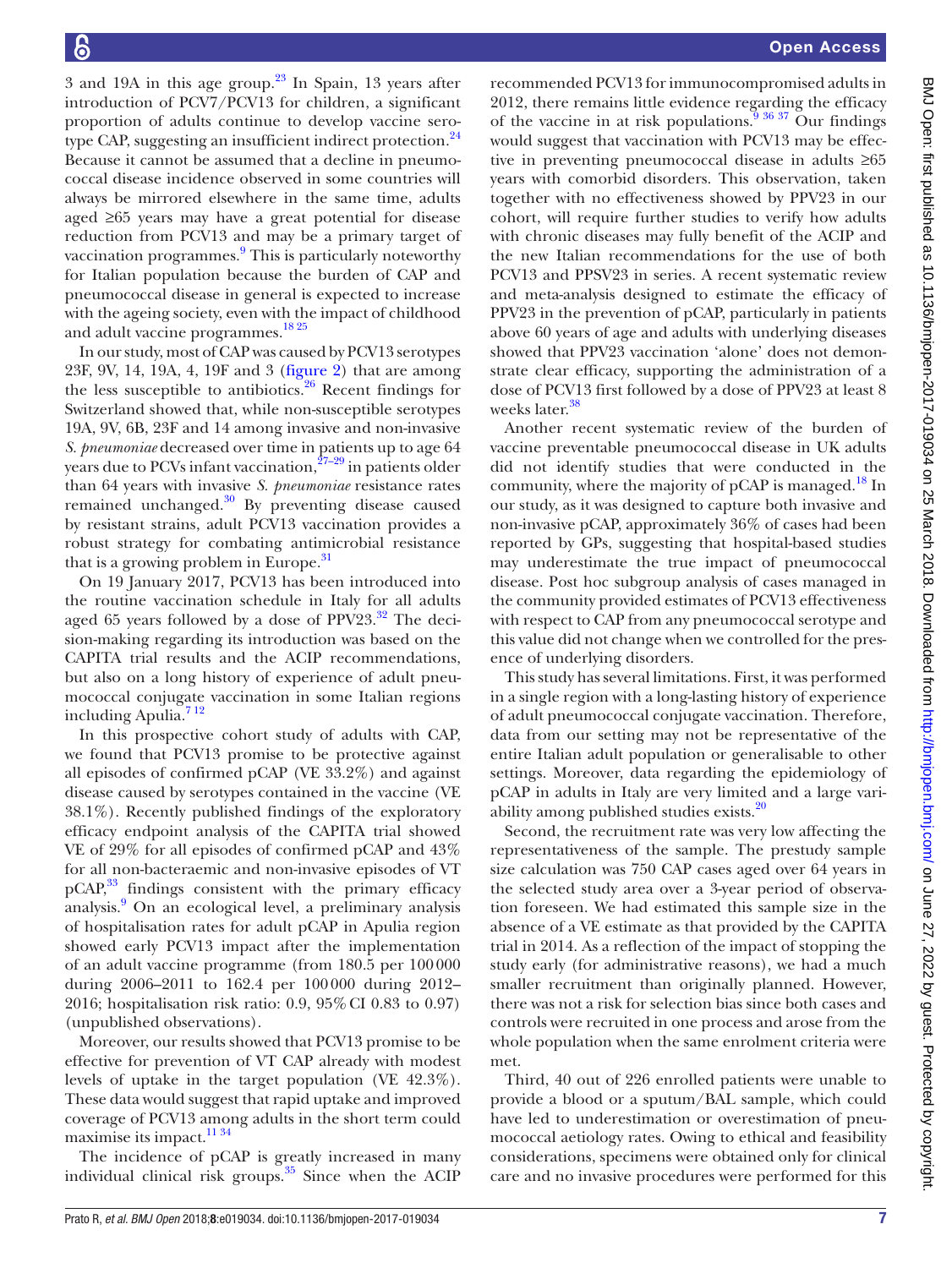3 and 19A in this age group.[23] In Spain, 13 years after introduction of PCV7/PCV13 for children, a significant proportion of adults continue to develop vaccine serotype CAP, suggesting an insufficient indirect protection.[24] Because it cannot be assumed that a decline in pneumococcal disease incidence observed in some countries will always be mirrored elsewhere in the same time, adults aged ≥65 years may have a great potential for disease reduction from PCV13 and may be a primary target of vaccination programmes.[9] This is particularly noteworthy for Italian population because the burden of CAP and pneumococcal disease in general is expected to increase with the ageing society, even with the impact of childhood and adult vaccine programmes.[18 25]

In our study, most of CAP was caused by PCV13 serotypes 23F, 9V, 14, 19A, 4, 19F and 3 (figure 2) that are among the less susceptible to antibiotics.[26] Recent findings for Switzerland showed that, while non-susceptible serotypes 19A, 9V, 6B, 23F and 14 among invasive and non-invasive *S. pneumoniae* decreased over time in patients up to age 64 years due to PCVs infant vaccination,[27–29] in patients older than 64 years with invasive *S. pneumoniae* resistance rates remained unchanged.[30] By preventing disease caused by resistant strains, adult PCV13 vaccination provides a robust strategy for combating antimicrobial resistance that is a growing problem in Europe.[31]

On 19 January 2017, PCV13 has been introduced into the routine vaccination schedule in Italy for all adults aged 65 years followed by a dose of PPV23.[32] The decision-making regarding its introduction was based on the CAPITA trial results and the ACIP recommendations, but also on a long history of experience of adult pneumococcal conjugate vaccination in some Italian regions including Apulia.[7 12]

In this prospective cohort study of adults with CAP, we found that PCV13 promise to be protective against all episodes of confirmed pCAP (VE 33.2%) and against disease caused by serotypes contained in the vaccine (VE 38.1%). Recently published findings of the exploratory efficacy endpoint analysis of the CAPITA trial showed VE of 29% for all episodes of confirmed pCAP and 43% for all non-bacteraemic and non-invasive episodes of VT pCAP,[33] findings consistent with the primary efficacy analysis.[9] On an ecological level, a preliminary analysis of hospitalisation rates for adult pCAP in Apulia region showed early PCV13 impact after the implementation of an adult vaccine programme (from 180.5 per 100 000 during 2006–2011 to 162.4 per 100 000 during 2012–2016; hospitalisation risk ratio: 0.9, 95% CI 0.83 to 0.97) (unpublished observations).

Moreover, our results showed that PCV13 promise to be effective for prevention of VT CAP already with modest levels of uptake in the target population (VE 42.3%). These data would suggest that rapid uptake and improved coverage of PCV13 among adults in the short term could maximise its impact.[11 34]

The incidence of pCAP is greatly increased in many individual clinical risk groups.[35] Since when the ACIP recommended PCV13 for immunocompromised adults in 2012, there remains little evidence regarding the efficacy of the vaccine in at risk populations.[9 36 37] Our findings would suggest that vaccination with PCV13 may be effective in preventing pneumococcal disease in adults ≥65 years with comorbid disorders. This observation, taken together with no effectiveness showed by PPV23 in our cohort, will require further studies to verify how adults with chronic diseases may fully benefit of the ACIP and the new Italian recommendations for the use of both PCV13 and PPSV23 in series. A recent systematic review and meta-analysis designed to estimate the efficacy of PPV23 in the prevention of pCAP, particularly in patients above 60 years of age and adults with underlying diseases showed that PPV23 vaccination 'alone' does not demonstrate clear efficacy, supporting the administration of a dose of PCV13 first followed by a dose of PPV23 at least 8 weeks later.[38]

Another recent systematic review of the burden of vaccine preventable pneumococcal disease in UK adults did not identify studies that were conducted in the community, where the majority of pCAP is managed.[18] In our study, as it was designed to capture both invasive and non-invasive pCAP, approximately 36% of cases had been reported by GPs, suggesting that hospital-based studies may underestimate the true impact of pneumococcal disease. Post hoc subgroup analysis of cases managed in the community provided estimates of PCV13 effectiveness with respect to CAP from any pneumococcal serotype and this value did not change when we controlled for the presence of underlying disorders.

This study has several limitations. First, it was performed in a single region with a long-lasting history of experience of adult pneumococcal conjugate vaccination. Therefore, data from our setting may not be representative of the entire Italian adult population or generalisable to other settings. Moreover, data regarding the epidemiology of pCAP in adults in Italy are very limited and a large variability among published studies exists.[20]

Second, the recruitment rate was very low affecting the representativeness of the sample. The prestudy sample size calculation was 750 CAP cases aged over 64 years in the selected study area over a 3-year period of observation foreseen. We had estimated this sample size in the absence of a VE estimate as that provided by the CAPITA trial in 2014. As a reflection of the impact of stopping the study early (for administrative reasons), we had a much smaller recruitment than originally planned. However, there was not a risk for selection bias since both cases and controls were recruited in one process and arose from the whole population when the same enrolment criteria were met.

Third, 40 out of 226 enrolled patients were unable to provide a blood or a sputum/BAL sample, which could have led to underestimation or overestimation of pneumococcal aetiology rates. Owing to ethical and feasibility considerations, specimens were obtained only for clinical care and no invasive procedures were performed for this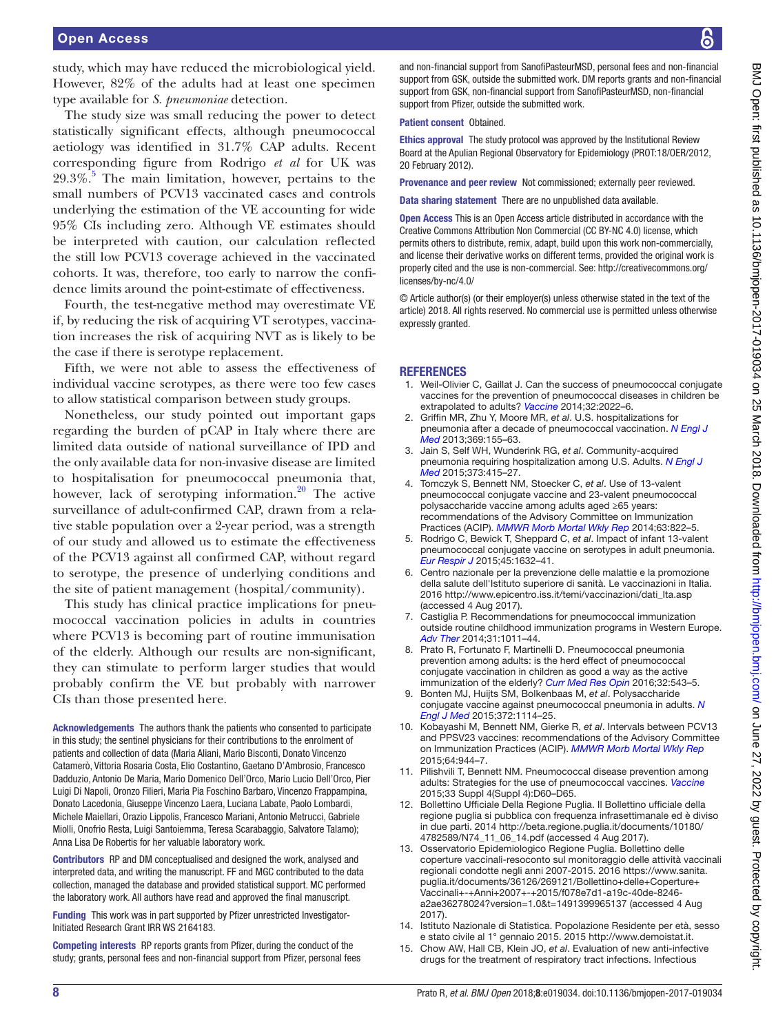study, which may have reduced the microbiological yield. However, 82% of the adults had at least one specimen type available for *S. pneumoniae* detection.

The study size was small reducing the power to detect statistically significant effects, although pneumococcal aetiology was identified in 31.7% CAP adults. Recent corresponding figure from Rodrigo *et al* for UK was 29.3%.[5] The main limitation, however, pertains to the small numbers of PCV13 vaccinated cases and controls underlying the estimation of the VE accounting for wide 95% CIs including zero. Although VE estimates should be interpreted with caution, our calculation reflected the still low PCV13 coverage achieved in the vaccinated cohorts. It was, therefore, too early to narrow the confidence limits around the point-estimate of effectiveness.

Fourth, the test-negative method may overestimate VE if, by reducing the risk of acquiring VT serotypes, vaccination increases the risk of acquiring NVT as is likely to be the case if there is serotype replacement.

Fifth, we were not able to assess the effectiveness of individual vaccine serotypes, as there were too few cases to allow statistical comparison between study groups.

Nonetheless, our study pointed out important gaps regarding the burden of pCAP in Italy where there are limited data outside of national surveillance of IPD and the only available data for non-invasive disease are limited to hospitalisation for pneumococcal pneumonia that, however, lack of serotyping information.[20] The active surveillance of adult-confirmed CAP, drawn from a relative stable population over a 2-year period, was a strength of our study and allowed us to estimate the effectiveness of the PCV13 against all confirmed CAP, without regard to serotype, the presence of underlying conditions and the site of patient management (hospital/community).

This study has clinical practice implications for pneumococcal vaccination policies in adults in countries where PCV13 is becoming part of routine immunisation of the elderly. Although our results are non-significant, they can stimulate to perform larger studies that would probably confirm the VE but probably with narrower CIs than those presented here.

**Acknowledgements** The authors thank the patients who consented to participate in this study; the sentinel physicians for their contributions to the enrolment of patients and collection of data (Maria Aliani, Mario Bisconti, Donato Vincenzo Catamerò, Vittoria Rosaria Costa, Elio Costantino, Gaetano D'Ambrosio, Francesco Dadduzio, Antonio De Maria, Mario Domenico Dell'Orco, Mario Lucio Dell'Orco, Pier Luigi Di Napoli, Oronzo Filieri, Maria Pia Foschino Barbaro, Vincenzo Frappampina, Donato Lacedonia, Giuseppe Vincenzo Laera, Luciana Labate, Paolo Lombardi, Michele Maiellari, Orazio Lippolis, Francesco Mariani, Antonio Metrucci, Gabriele Miolli, Onofrio Resta, Luigi Santoiemma, Teresa Scarabaggio, Salvatore Talamo); Anna Lisa De Robertis for her valuable laboratory work.

**Contributors** RP and DM conceptualised and designed the work, analysed and interpreted data, and writing the manuscript. FF and MGC contributed to the data collection, managed the database and provided statistical support. MC performed the laboratory work. All authors have read and approved the final manuscript.

**Funding** This work was in part supported by Pfizer unrestricted Investigator-Initiated Research Grant IRR WS 2164183.

**Competing interests** RP reports grants from Pfizer, during the conduct of the study; grants, personal fees and non-financial support from Pfizer, personal fees and non-financial support from SanofiPasteurMSD, personal fees and non-financial support from GSK, outside the submitted work. DM reports grants and non-financial support from GSK, non-financial support from SanofiPasteurMSD, non-financial support from Pfizer, outside the submitted work.

**Patient consent** Obtained.

**Ethics approval** The study protocol was approved by the Institutional Review Board at the Apulian Regional Observatory for Epidemiology (PROT:18/OER/2012, 20 February 2012).

**Provenance and peer review** Not commissioned; externally peer reviewed.

**Data sharing statement** There are no unpublished data available.

**Open Access** This is an Open Access article distributed in accordance with the Creative Commons Attribution Non Commercial (CC BY-NC 4.0) license, which permits others to distribute, remix, adapt, build upon this work non-commercially, and license their derivative works on different terms, provided the original work is properly cited and the use is non-commercial. See: http://creativecommons.org/licenses/by-nc/4.0/

© Article author(s) (or their employer(s) unless otherwise stated in the text of the article) 2018. All rights reserved. No commercial use is permitted unless otherwise expressly granted.

## REFERENCES

1. Weil-Olivier C, Gaillat J. Can the success of pneumococcal conjugate vaccines for the prevention of pneumococcal diseases in children be extrapolated to adults? *Vaccine* 2014;32:2022–6.
2. Griffin MR, Zhu Y, Moore MR, *et al*. U.S. hospitalizations for pneumonia after a decade of pneumococcal vaccination. *N Engl J Med* 2013;369:155–63.
3. Jain S, Self WH, Wunderink RG, *et al*. Community-acquired pneumonia requiring hospitalization among U.S. Adults. *N Engl J Med* 2015;373:415–27.
4. Tomczyk S, Bennett NM, Stoecker C, *et al*. Use of 13-valent pneumococcal conjugate vaccine and 23-valent pneumococcal polysaccharide vaccine among adults aged ≥65 years: recommendations of the Advisory Committee on Immunization Practices (ACIP). *MMWR Morb Mortal Wkly Rep* 2014;63:822–5.
5. Rodrigo C, Bewick T, Sheppard C, *et al*. Impact of infant 13-valent pneumococcal conjugate vaccine on serotypes in adult pneumonia. *Eur Respir J* 2015;45:1632–41.
6. Centro nazionale per la prevenzione delle malattie e la promozione della salute dell'Istituto superiore di sanità. Le vaccinazioni in Italia. 2016 http://www.epicentro.iss.it/temi/vaccinazioni/dati_Ita.asp (accessed 4 Aug 2017).
7. Castiglia P. Recommendations for pneumococcal immunization outside routine childhood immunization programs in Western Europe. *Adv Ther* 2014;31:1011–44.
8. Prato R, Fortunato F, Martinelli D. Pneumococcal pneumonia prevention among adults: is the herd effect of pneumococcal conjugate vaccination in children as good a way as the active immunization of the elderly? *Curr Med Res Opin* 2016;32:543–5.
9. Bonten MJ, Huijts SM, Bolkenbaas M, *et al*. Polysaccharide conjugate vaccine against pneumococcal pneumonia in adults. *N Engl J Med* 2015;372:1114–25.
10. Kobayashi M, Bennett NM, Gierke R, *et al*. Intervals between PCV13 and PPSV23 vaccines: recommendations of the Advisory Committee on Immunization Practices (ACIP). *MMWR Morb Mortal Wkly Rep* 2015;64:944–7.
11. Pilishvili T, Bennett NM. Pneumococcal disease prevention among adults: Strategies for the use of pneumococcal vaccines. *Vaccine* 2015;33 Suppl 4(Suppl 4):D60–D65.
12. Bollettino Ufficiale Della Regione Puglia. Il Bollettino ufficiale della regione puglia si pubblica con frequenza infrasettimanale ed è diviso in due parti. 2014 http://beta.regione.puglia.it/documents/10180/4782589/N74_11_06_14.pdf (accessed 4 Aug 2017).
13. Osservatorio Epidemiologico Regione Puglia. Bollettino delle coperture vaccinali-resoconto sul monitoraggio delle attività vaccinali regionali condotte negli anni 2007-2015. 2016 https://www.sanita.puglia.it/documents/36126/269121/Bollettino+delle+Coperture+Vaccinali+-+Anni+2007+-+2015/f078e7d1-a19c-40de-8246-a2ae36278024?version=1.0&t=1491399965137 (accessed 4 Aug 2017).
14. Istituto Nazionale di Statistica. Popolazione Residente per età, sesso e stato civile al 1° gennaio 2015. 2015 http://www.demoistat.it.
15. Chow AW, Hall CB, Klein JO, *et al*. Evaluation of new anti-infective drugs for the treatment of respiratory tract infections. Infectious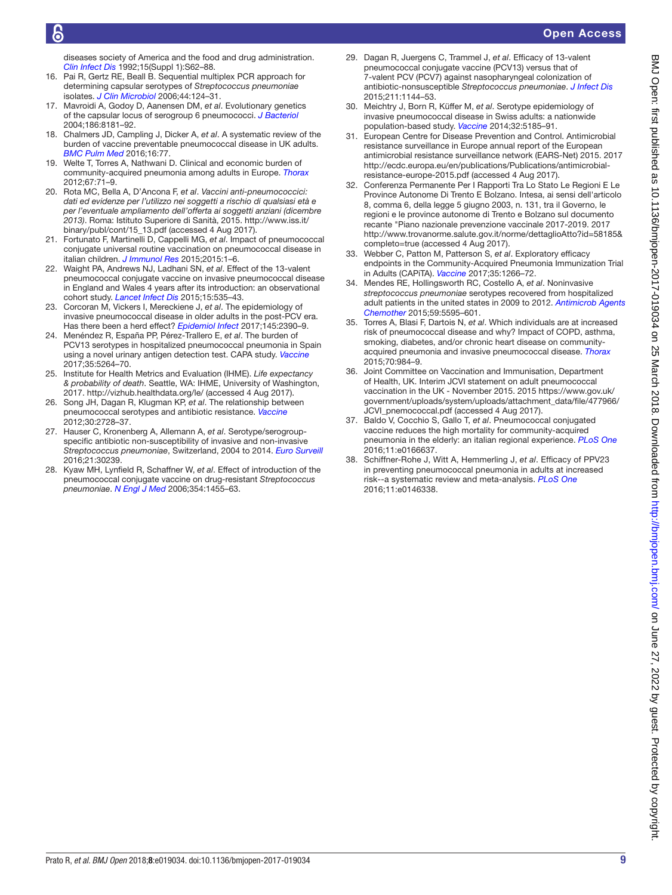diseases society of America and the food and drug administration. *Clin Infect Dis* 1992;15(Suppl 1):S62–88.

16. Pai R, Gertz RE, Beall B. Sequential multiplex PCR approach for determining capsular serotypes of *Streptococcus pneumoniae* isolates. *J Clin Microbiol* 2006;44:124–31.
17. Mavroidi A, Godoy D, Aanensen DM, *et al*. Evolutionary genetics of the capsular locus of serogroup 6 pneumococci. *J Bacteriol* 2004;186:8181–92.
18. Chalmers JD, Campling J, Dicker A, *et al*. A systematic review of the burden of vaccine preventable pneumococcal disease in UK adults. *BMC Pulm Med* 2016;16:77.
19. Welte T, Torres A, Nathwani D. Clinical and economic burden of community-acquired pneumonia among adults in Europe. *Thorax* 2012;67:71–9.
20. Rota MC, Bella A, D'Ancona F, *et al*. *Vaccini anti-pneumococcici: dati ed evidenze per l'utilizzo nei soggetti a rischio di qualsiasi età e per l'eventuale ampliamento dell'offerta ai soggetti anziani (dicembre 2013)*. Roma: Istituto Superiore di Sanità, 2015. http://www.iss.it/binary/publ/cont/15_13.pdf (accessed 4 Aug 2017).
21. Fortunato F, Martinelli D, Cappelli MG, *et al*. Impact of pneumococcal conjugate universal routine vaccination on pneumococcal disease in italian children. *J Immunol Res* 2015;2015:1–6.
22. Waight PA, Andrews NJ, Ladhani SN, *et al*. Effect of the 13-valent pneumococcal conjugate vaccine on invasive pneumococcal disease in England and Wales 4 years after its introduction: an observational cohort study. *Lancet Infect Dis* 2015;15:535–43.
23. Corcoran M, Vickers I, Mereckiene J, *et al*. The epidemiology of invasive pneumococcal disease in older adults in the post-PCV era. Has there been a herd effect? *Epidemiol Infect* 2017;145:2390–9.
24. Menéndez R, España PP, Pérez-Trallero E, *et al*. The burden of PCV13 serotypes in hospitalized pneumococcal pneumonia in Spain using a novel urinary antigen detection test. CAPA study. *Vaccine* 2017;35:5264–70.
25. Institute for Health Metrics and Evaluation (IHME). *Life expectancy & probability of death*. Seattle, WA: IHME, University of Washington, 2017. http://vizhub.healthdata.org/le/ (accessed 4 Aug 2017).
26. Song JH, Dagan R, Klugman KP, *et al*. The relationship between pneumococcal serotypes and antibiotic resistance. *Vaccine* 2012;30:2728–37.
27. Hauser C, Kronenberg A, Allemann A, *et al*. Serotype/serogroup-specific antibiotic non-susceptibility of invasive and non-invasive *Streptococcus pneumoniae*, Switzerland, 2004 to 2014. *Euro Surveill* 2016;21:30239.
28. Kyaw MH, Lynfield R, Schaffner W, *et al*. Effect of introduction of the pneumococcal conjugate vaccine on drug-resistant *Streptococcus pneumoniae*. *N Engl J Med* 2006;354:1455–63.
29. Dagan R, Juergens C, Trammel J, *et al*. Efficacy of 13-valent pneumococcal conjugate vaccine (PCV13) versus that of 7-valent PCV (PCV7) against nasopharyngeal colonization of antibiotic-nonsusceptible *Streptococcus pneumoniae*. *J Infect Dis* 2015;211:1144–53.
30. Meichtry J, Born R, Küffer M, *et al*. Serotype epidemiology of invasive pneumococcal disease in Swiss adults: a nationwide population-based study. *Vaccine* 2014;32:5185–91.
31. European Centre for Disease Prevention and Control. Antimicrobial resistance surveillance in Europe annual report of the European antimicrobial resistance surveillance network (EARS-Net) 2015. 2017 http://ecdc.europa.eu/en/publications/Publications/antimicrobial-resistance-europe-2015.pdf (accessed 4 Aug 2017).
32. Conferenza Permanente Per I Rapporti Tra Lo Stato Le Regioni E Le Province Autonome Di Trento E Bolzano. Intesa, ai sensi dell'articolo 8, comma 6, della legge 5 giugno 2003, n. 131, tra il Governo, le regioni e le province autonome di Trento e Bolzano sul documento recante "Piano nazionale prevenzione vaccinale 2017-2019. 2017 http://www.trovanorme.salute.gov.it/norme/dettaglioAtto?id=58185&completo=true (accessed 4 Aug 2017).
33. Webber C, Patton M, Patterson S, *et al*. Exploratory efficacy endpoints in the Community-Acquired Pneumonia Immunization Trial in Adults (CAPiTA). *Vaccine* 2017;35:1266–72.
34. Mendes RE, Hollingsworth RC, Costello A, *et al*. Noninvasive *streptococcus pneumoniae* serotypes recovered from hospitalized adult patients in the united states in 2009 to 2012. *Antimicrob Agents Chemother* 2015;59:5595–601.
35. Torres A, Blasi F, Dartois N, *et al*. Which individuals are at increased risk of pneumococcal disease and why? Impact of COPD, asthma, smoking, diabetes, and/or chronic heart disease on community-acquired pneumonia and invasive pneumococcal disease. *Thorax* 2015;70:984–9.
36. Joint Committee on Vaccination and Immunisation, Department of Health, UK. Interim JCVI statement on adult pneumococcal vaccination in the UK - November 2015. 2015 https://www.gov.uk/government/uploads/system/uploads/attachment_data/file/477966/JCVI_pnemococcal.pdf (accessed 4 Aug 2017).
37. Baldo V, Cocchio S, Gallo T, *et al*. Pneumococcal conjugated vaccine reduces the high mortality for community-acquired pneumonia in the elderly: an italian regional experience. *PLoS One* 2016;11:e0166637.
38. Schiffner-Rohe J, Witt A, Hemmerling J, *et al*. Efficacy of PPV23 in preventing pneumococcal pneumonia in adults at increased risk--a systematic review and meta-analysis. *PLoS One* 2016;11:e0146338.